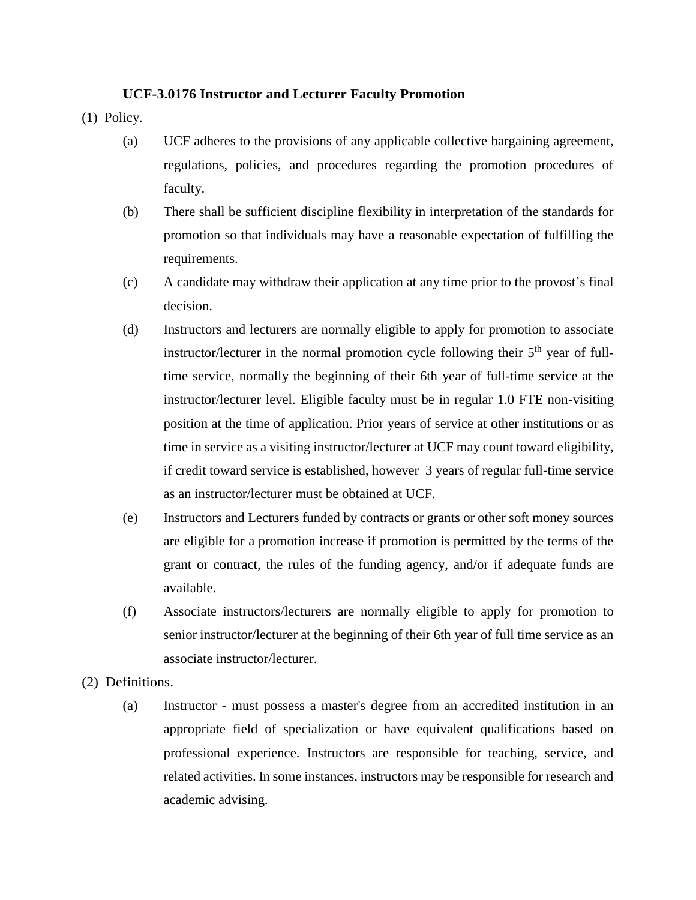**UCF-3.0176 Instructor and Lecturer Faculty Promotion**

(1) Policy.

(a) UCF adheres to the provisions of any applicable collective bargaining agreement, regulations, policies, and procedures regarding the promotion procedures of faculty.

(b) There shall be sufficient discipline flexibility in interpretation of the standards for promotion so that individuals may have a reasonable expectation of fulfilling the requirements.

(c) A candidate may withdraw their application at any time prior to the provost's final decision.

(d) Instructors and lecturers are normally eligible to apply for promotion to associate instructor/lecturer in the normal promotion cycle following their 5th year of full-time service, normally the beginning of their 6th year of full-time service at the instructor/lecturer level. Eligible faculty must be in regular 1.0 FTE non-visiting position at the time of application. Prior years of service at other institutions or as time in service as a visiting instructor/lecturer at UCF may count toward eligibility, if credit toward service is established, however 3 years of regular full-time service as an instructor/lecturer must be obtained at UCF.

(e) Instructors and Lecturers funded by contracts or grants or other soft money sources are eligible for a promotion increase if promotion is permitted by the terms of the grant or contract, the rules of the funding agency, and/or if adequate funds are available.

(f) Associate instructors/lecturers are normally eligible to apply for promotion to senior instructor/lecturer at the beginning of their 6th year of full time service as an associate instructor/lecturer.

(2) Definitions.

(a) Instructor - must possess a master's degree from an accredited institution in an appropriate field of specialization or have equivalent qualifications based on professional experience. Instructors are responsible for teaching, service, and related activities. In some instances, instructors may be responsible for research and academic advising.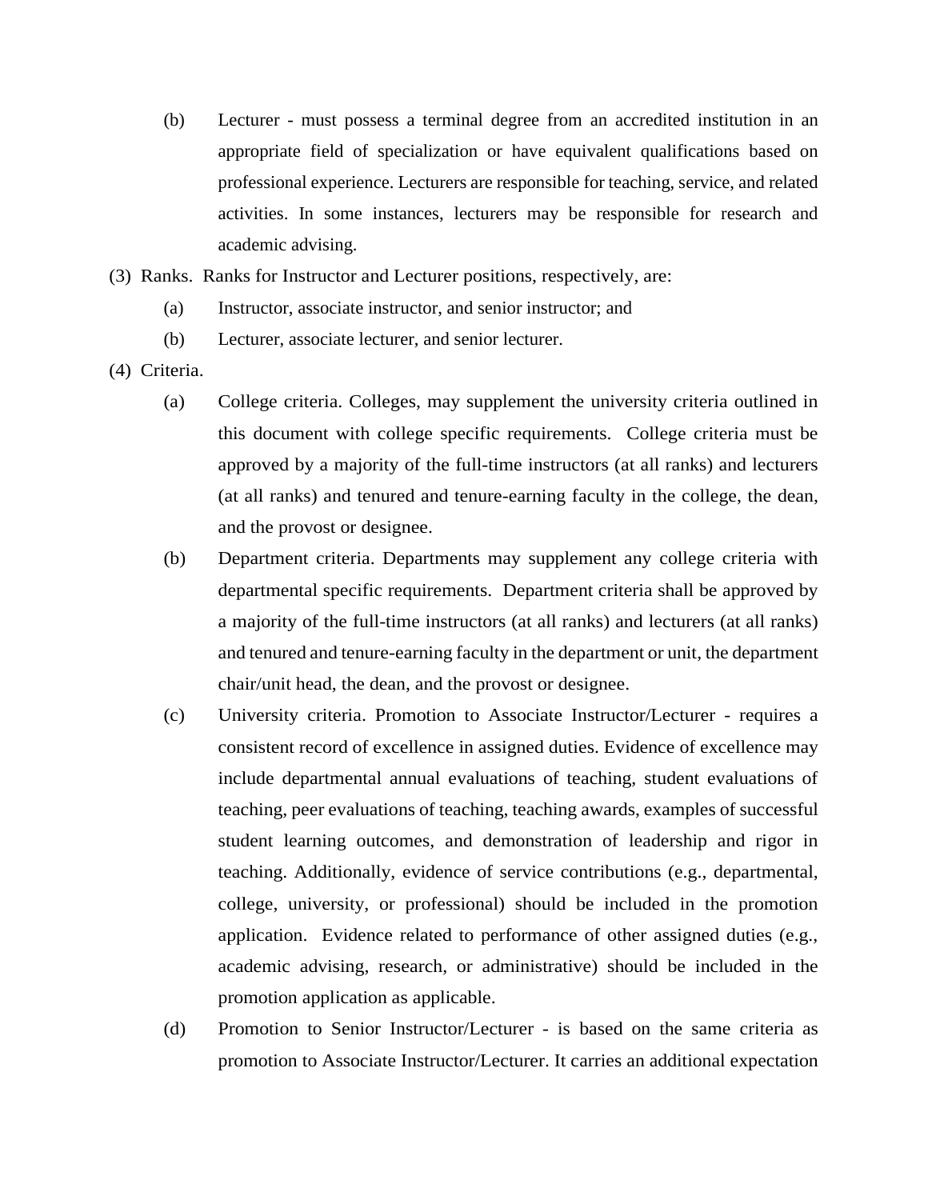(b) Lecturer - must possess a terminal degree from an accredited institution in an appropriate field of specialization or have equivalent qualifications based on professional experience. Lecturers are responsible for teaching, service, and related activities. In some instances, lecturers may be responsible for research and academic advising.

(3) Ranks. Ranks for Instructor and Lecturer positions, respectively, are:

(a) Instructor, associate instructor, and senior instructor; and

(b) Lecturer, associate lecturer, and senior lecturer.

(4) Criteria.

(a) College criteria. Colleges, may supplement the university criteria outlined in this document with college specific requirements. College criteria must be approved by a majority of the full-time instructors (at all ranks) and lecturers (at all ranks) and tenured and tenure-earning faculty in the college, the dean, and the provost or designee.

(b) Department criteria. Departments may supplement any college criteria with departmental specific requirements. Department criteria shall be approved by a majority of the full-time instructors (at all ranks) and lecturers (at all ranks) and tenured and tenure-earning faculty in the department or unit, the department chair/unit head, the dean, and the provost or designee.

(c) University criteria. Promotion to Associate Instructor/Lecturer - requires a consistent record of excellence in assigned duties. Evidence of excellence may include departmental annual evaluations of teaching, student evaluations of teaching, peer evaluations of teaching, teaching awards, examples of successful student learning outcomes, and demonstration of leadership and rigor in teaching. Additionally, evidence of service contributions (e.g., departmental, college, university, or professional) should be included in the promotion application. Evidence related to performance of other assigned duties (e.g., academic advising, research, or administrative) should be included in the promotion application as applicable.

(d) Promotion to Senior Instructor/Lecturer - is based on the same criteria as promotion to Associate Instructor/Lecturer. It carries an additional expectation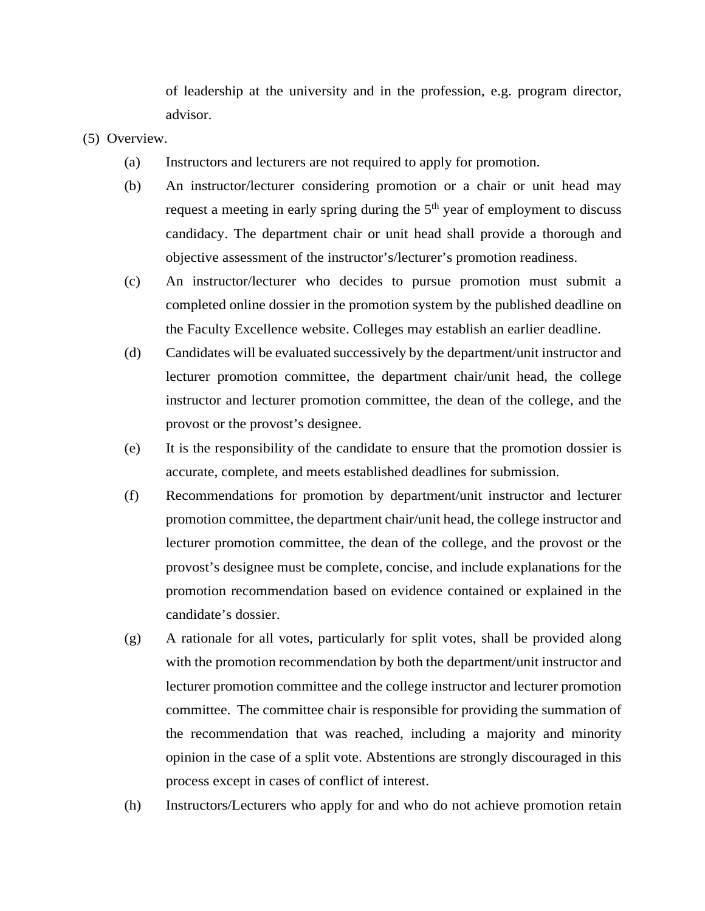of leadership at the university and in the profession, e.g. program director, advisor.

(5) Overview.

(a) Instructors and lecturers are not required to apply for promotion.

(b) An instructor/lecturer considering promotion or a chair or unit head may request a meeting in early spring during the 5th year of employment to discuss candidacy. The department chair or unit head shall provide a thorough and objective assessment of the instructor's/lecturer's promotion readiness.

(c) An instructor/lecturer who decides to pursue promotion must submit a completed online dossier in the promotion system by the published deadline on the Faculty Excellence website. Colleges may establish an earlier deadline.

(d) Candidates will be evaluated successively by the department/unit instructor and lecturer promotion committee, the department chair/unit head, the college instructor and lecturer promotion committee, the dean of the college, and the provost or the provost's designee.

(e) It is the responsibility of the candidate to ensure that the promotion dossier is accurate, complete, and meets established deadlines for submission.

(f) Recommendations for promotion by department/unit instructor and lecturer promotion committee, the department chair/unit head, the college instructor and lecturer promotion committee, the dean of the college, and the provost or the provost's designee must be complete, concise, and include explanations for the promotion recommendation based on evidence contained or explained in the candidate's dossier.

(g) A rationale for all votes, particularly for split votes, shall be provided along with the promotion recommendation by both the department/unit instructor and lecturer promotion committee and the college instructor and lecturer promotion committee. The committee chair is responsible for providing the summation of the recommendation that was reached, including a majority and minority opinion in the case of a split vote. Abstentions are strongly discouraged in this process except in cases of conflict of interest.

(h) Instructors/Lecturers who apply for and who do not achieve promotion retain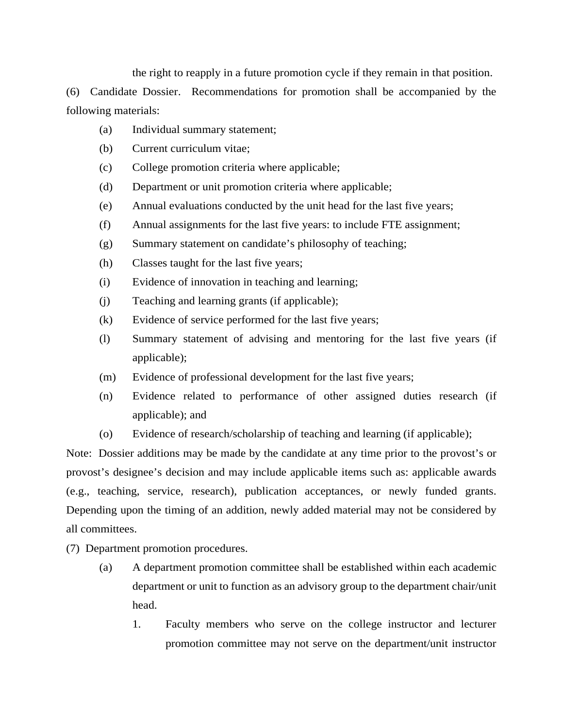the right to reapply in a future promotion cycle if they remain in that position.

(6) Candidate Dossier. Recommendations for promotion shall be accompanied by the following materials:

- (a) Individual summary statement;
- (b) Current curriculum vitae;
- (c) College promotion criteria where applicable;
- (d) Department or unit promotion criteria where applicable;
- (e) Annual evaluations conducted by the unit head for the last five years;
- (f) Annual assignments for the last five years: to include FTE assignment;
- (g) Summary statement on candidate's philosophy of teaching;
- (h) Classes taught for the last five years;
- (i) Evidence of innovation in teaching and learning;
- (j) Teaching and learning grants (if applicable);
- (k) Evidence of service performed for the last five years;
- (l) Summary statement of advising and mentoring for the last five years (if applicable);
- (m) Evidence of professional development for the last five years;
- (n) Evidence related to performance of other assigned duties research (if applicable); and
- (o) Evidence of research/scholarship of teaching and learning (if applicable);

Note: Dossier additions may be made by the candidate at any time prior to the provost's or provost's designee's decision and may include applicable items such as: applicable awards (e.g., teaching, service, research), publication acceptances, or newly funded grants. Depending upon the timing of an addition, newly added material may not be considered by all committees.

(7) Department promotion procedures.

- (a) A department promotion committee shall be established within each academic department or unit to function as an advisory group to the department chair/unit head.
  1. Faculty members who serve on the college instructor and lecturer promotion committee may not serve on the department/unit instructor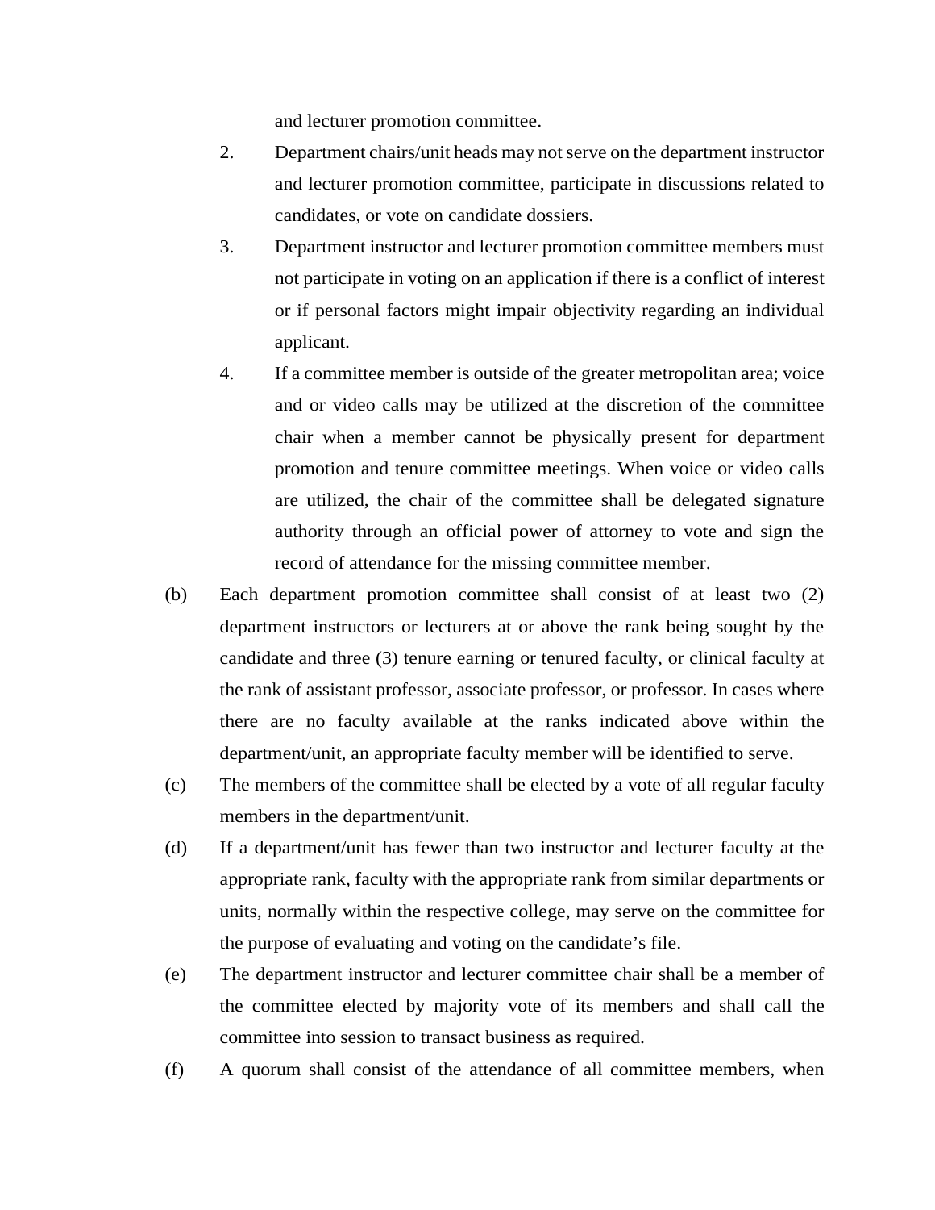and lecturer promotion committee.

2. Department chairs/unit heads may not serve on the department instructor and lecturer promotion committee, participate in discussions related to candidates, or vote on candidate dossiers.

3. Department instructor and lecturer promotion committee members must not participate in voting on an application if there is a conflict of interest or if personal factors might impair objectivity regarding an individual applicant.

4. If a committee member is outside of the greater metropolitan area; voice and or video calls may be utilized at the discretion of the committee chair when a member cannot be physically present for department promotion and tenure committee meetings. When voice or video calls are utilized, the chair of the committee shall be delegated signature authority through an official power of attorney to vote and sign the record of attendance for the missing committee member.

(b) Each department promotion committee shall consist of at least two (2) department instructors or lecturers at or above the rank being sought by the candidate and three (3) tenure earning or tenured faculty, or clinical faculty at the rank of assistant professor, associate professor, or professor. In cases where there are no faculty available at the ranks indicated above within the department/unit, an appropriate faculty member will be identified to serve.

(c) The members of the committee shall be elected by a vote of all regular faculty members in the department/unit.

(d) If a department/unit has fewer than two instructor and lecturer faculty at the appropriate rank, faculty with the appropriate rank from similar departments or units, normally within the respective college, may serve on the committee for the purpose of evaluating and voting on the candidate's file.

(e) The department instructor and lecturer committee chair shall be a member of the committee elected by majority vote of its members and shall call the committee into session to transact business as required.

(f) A quorum shall consist of the attendance of all committee members, when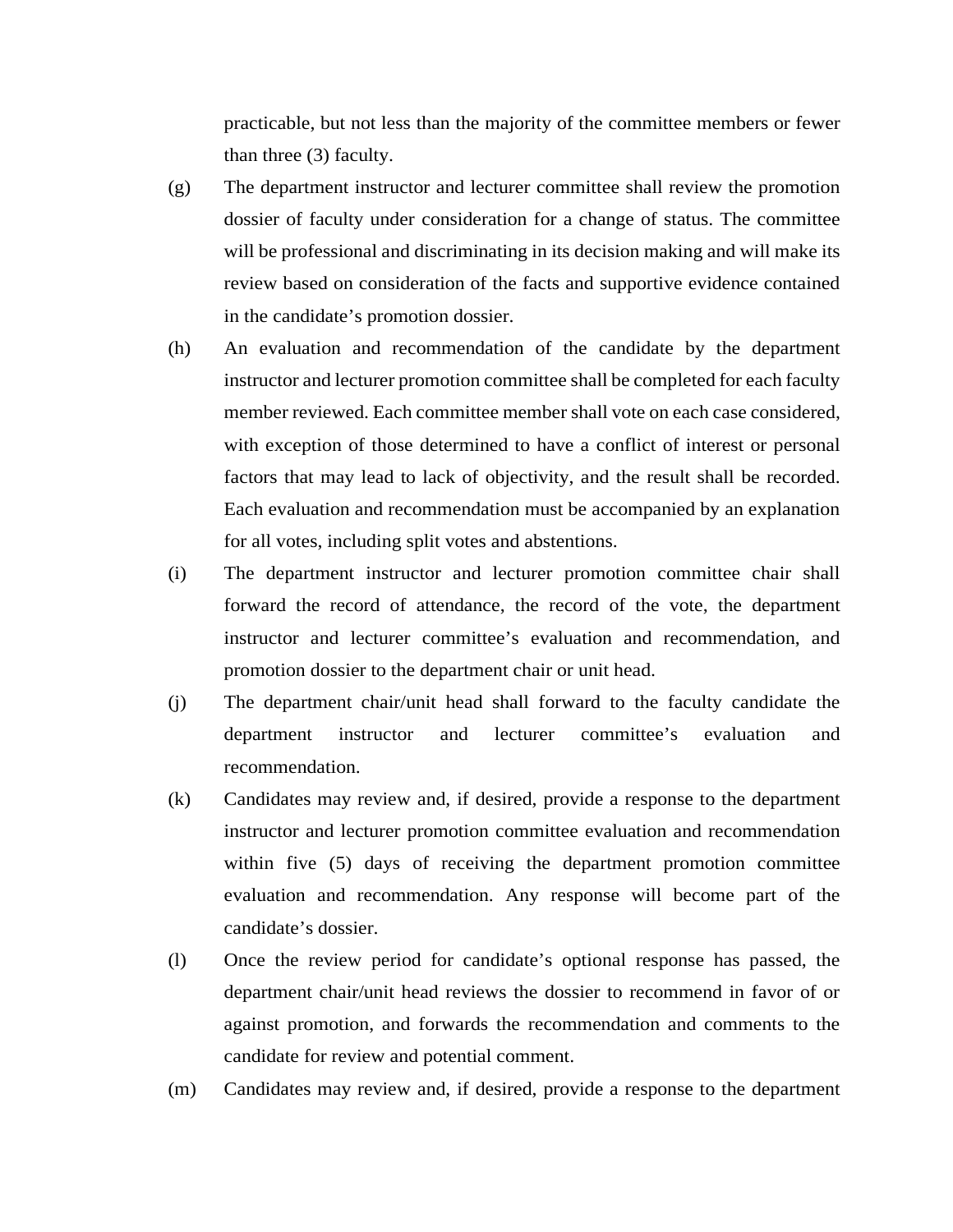practicable, but not less than the majority of the committee members or fewer than three (3) faculty.

(g) The department instructor and lecturer committee shall review the promotion dossier of faculty under consideration for a change of status. The committee will be professional and discriminating in its decision making and will make its review based on consideration of the facts and supportive evidence contained in the candidate's promotion dossier.

(h) An evaluation and recommendation of the candidate by the department instructor and lecturer promotion committee shall be completed for each faculty member reviewed. Each committee member shall vote on each case considered, with exception of those determined to have a conflict of interest or personal factors that may lead to lack of objectivity, and the result shall be recorded. Each evaluation and recommendation must be accompanied by an explanation for all votes, including split votes and abstentions.

(i) The department instructor and lecturer promotion committee chair shall forward the record of attendance, the record of the vote, the department instructor and lecturer committee's evaluation and recommendation, and promotion dossier to the department chair or unit head.

(j) The department chair/unit head shall forward to the faculty candidate the department instructor and lecturer committee's evaluation and recommendation.

(k) Candidates may review and, if desired, provide a response to the department instructor and lecturer promotion committee evaluation and recommendation within five (5) days of receiving the department promotion committee evaluation and recommendation. Any response will become part of the candidate's dossier.

(l) Once the review period for candidate's optional response has passed, the department chair/unit head reviews the dossier to recommend in favor of or against promotion, and forwards the recommendation and comments to the candidate for review and potential comment.

(m) Candidates may review and, if desired, provide a response to the department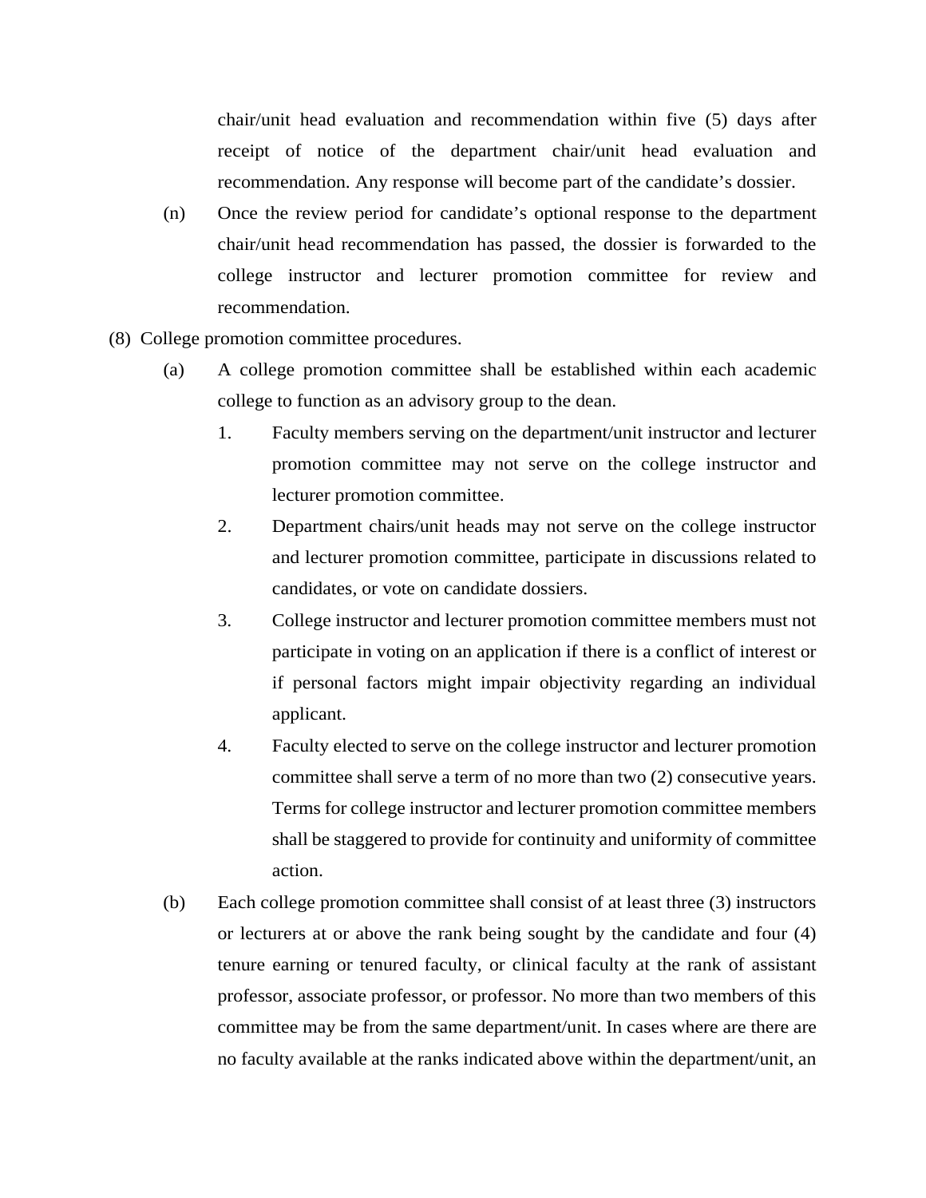chair/unit head evaluation and recommendation within five (5) days after receipt of notice of the department chair/unit head evaluation and recommendation. Any response will become part of the candidate's dossier.

(n) Once the review period for candidate's optional response to the department chair/unit head recommendation has passed, the dossier is forwarded to the college instructor and lecturer promotion committee for review and recommendation.

(8) College promotion committee procedures.

(a) A college promotion committee shall be established within each academic college to function as an advisory group to the dean.

1. Faculty members serving on the department/unit instructor and lecturer promotion committee may not serve on the college instructor and lecturer promotion committee.

2. Department chairs/unit heads may not serve on the college instructor and lecturer promotion committee, participate in discussions related to candidates, or vote on candidate dossiers.

3. College instructor and lecturer promotion committee members must not participate in voting on an application if there is a conflict of interest or if personal factors might impair objectivity regarding an individual applicant.

4. Faculty elected to serve on the college instructor and lecturer promotion committee shall serve a term of no more than two (2) consecutive years. Terms for college instructor and lecturer promotion committee members shall be staggered to provide for continuity and uniformity of committee action.

(b) Each college promotion committee shall consist of at least three (3) instructors or lecturers at or above the rank being sought by the candidate and four (4) tenure earning or tenured faculty, or clinical faculty at the rank of assistant professor, associate professor, or professor. No more than two members of this committee may be from the same department/unit. In cases where are there are no faculty available at the ranks indicated above within the department/unit, an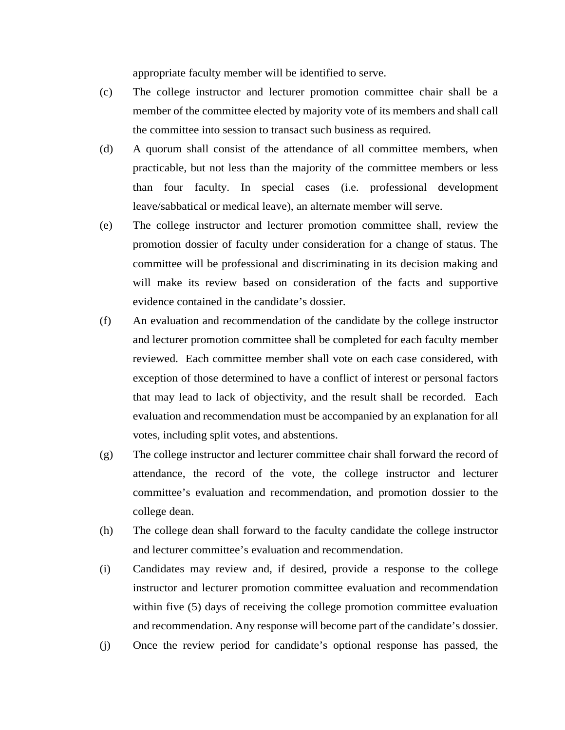appropriate faculty member will be identified to serve.

(c) The college instructor and lecturer promotion committee chair shall be a member of the committee elected by majority vote of its members and shall call the committee into session to transact such business as required.

(d) A quorum shall consist of the attendance of all committee members, when practicable, but not less than the majority of the committee members or less than four faculty. In special cases (i.e. professional development leave/sabbatical or medical leave), an alternate member will serve.

(e) The college instructor and lecturer promotion committee shall, review the promotion dossier of faculty under consideration for a change of status. The committee will be professional and discriminating in its decision making and will make its review based on consideration of the facts and supportive evidence contained in the candidate's dossier.

(f) An evaluation and recommendation of the candidate by the college instructor and lecturer promotion committee shall be completed for each faculty member reviewed. Each committee member shall vote on each case considered, with exception of those determined to have a conflict of interest or personal factors that may lead to lack of objectivity, and the result shall be recorded. Each evaluation and recommendation must be accompanied by an explanation for all votes, including split votes, and abstentions.

(g) The college instructor and lecturer committee chair shall forward the record of attendance, the record of the vote, the college instructor and lecturer committee's evaluation and recommendation, and promotion dossier to the college dean.

(h) The college dean shall forward to the faculty candidate the college instructor and lecturer committee's evaluation and recommendation.

(i) Candidates may review and, if desired, provide a response to the college instructor and lecturer promotion committee evaluation and recommendation within five (5) days of receiving the college promotion committee evaluation and recommendation. Any response will become part of the candidate's dossier.

(j) Once the review period for candidate's optional response has passed, the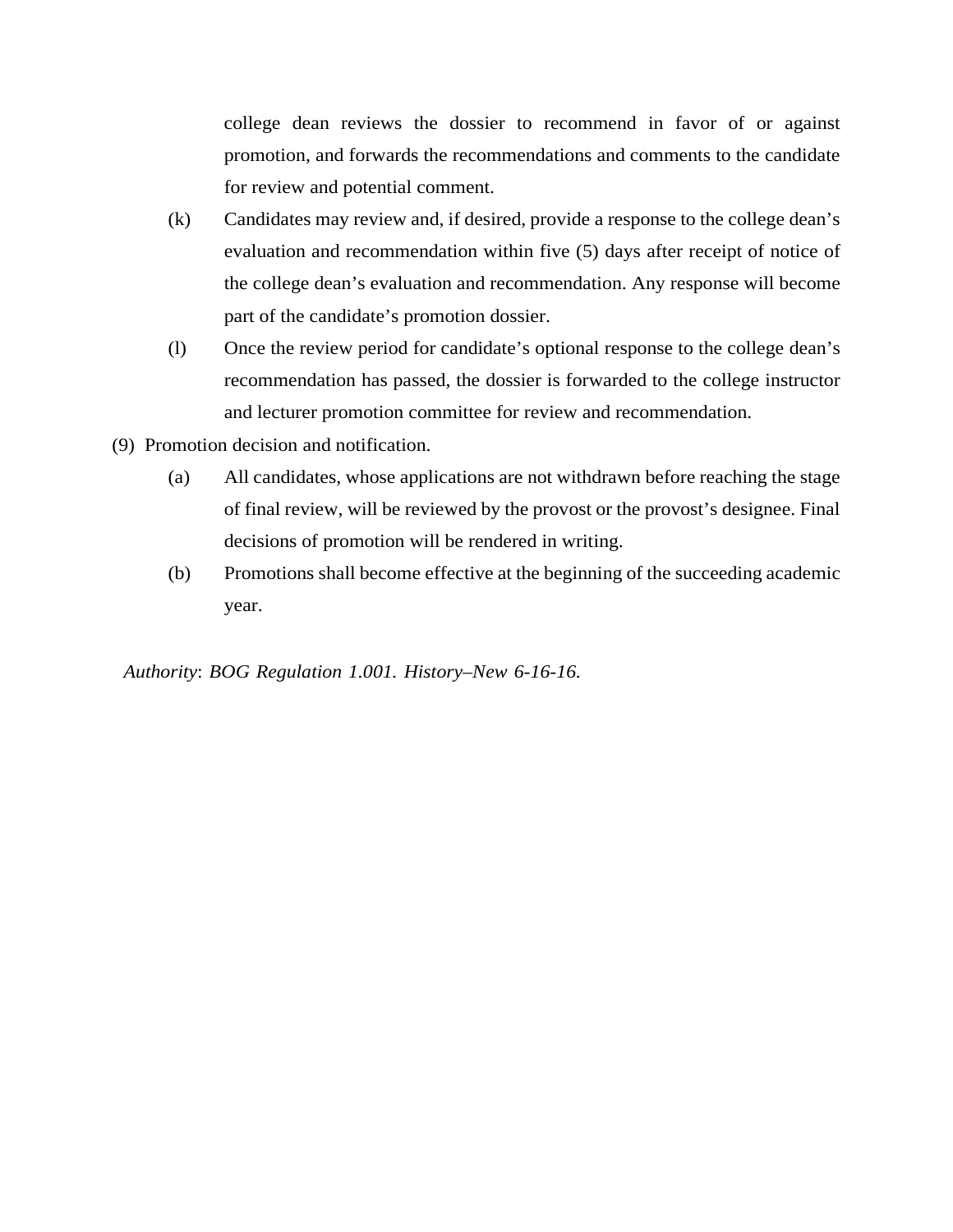college dean reviews the dossier to recommend in favor of or against promotion, and forwards the recommendations and comments to the candidate for review and potential comment.

(k) Candidates may review and, if desired, provide a response to the college dean's evaluation and recommendation within five (5) days after receipt of notice of the college dean's evaluation and recommendation. Any response will become part of the candidate's promotion dossier.

(l) Once the review period for candidate's optional response to the college dean's recommendation has passed, the dossier is forwarded to the college instructor and lecturer promotion committee for review and recommendation.

(9) Promotion decision and notification.

(a) All candidates, whose applications are not withdrawn before reaching the stage of final review, will be reviewed by the provost or the provost's designee. Final decisions of promotion will be rendered in writing.

(b) Promotions shall become effective at the beginning of the succeeding academic year.

*Authority*: *BOG Regulation 1.001. History–New 6-16-16.*